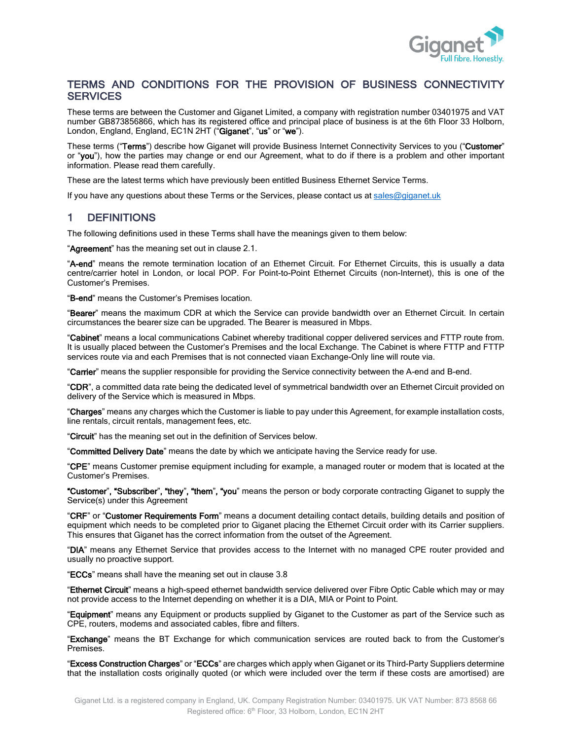# TERMS AND CONDITIONS FOR THE PROVISION OF BUSINESS CONNECTIVITY SERVICES

These terms are between the Customer and Giganet Limited, a company with registration number 03401975 and VAT number GB873856866, which has its registered office and principal place of business is at the 6th Floor 33 Holborn, London, England, England, EC1N 2HT ("**Giganet**", "**us**" or "**we**").

These terms ("**Terms**") describe how Giganet will provide Business Internet Connectivity Services to you ("**Customer**" or "**you**"), how the parties may change or end our Agreement, what to do if there is a problem and other important information. Please read them carefully.

These are the latest terms which have previously been entitled Business Ethernet Service Terms.

If you have any questions about these Terms or the Services, please contact us at sales@giganet.uk

## 1 DEFINITIONS

The following definitions used in these Terms shall have the meanings given to them below:

"**Agreement**" has the meaning set out in clause 2.1.

"**A-end**" means the remote termination location of an Ethernet Circuit. For Ethernet Circuits, this is usually a data centre/carrier hotel in London, or local POP. For Point-to-Point Ethernet Circuits (non-Internet), this is one of the Customer's Premises.

"**B-end**" means the Customer's Premises location.

"**Bearer**" means the maximum CDR at which the Service can provide bandwidth over an Ethernet Circuit. In certain circumstances the bearer size can be upgraded. The Bearer is measured in Mbps.

"**Cabinet**" means a local communications Cabinet whereby traditional copper delivered services and FTTP route from. It is usually placed between the Customer's Premises and the local Exchange. The Cabinet is where FTTP and FTTP services route via and each Premises that is not connected viaan Exchange-Only line will route via.

"**Carrier**" means the supplier responsible for providing the Service connectivity between the A-end and B-end.

"**CDR**", a committed data rate being the dedicated level of symmetrical bandwidth over an Ethernet Circuit provided on delivery of the Service which is measured in Mbps.

"**Charges**" means any charges which the Customer is liable to pay under this Agreement, for example installation costs, line rentals, circuit rentals, management fees, etc.

"**Circuit**" has the meaning set out in the definition of Services below.

"**Committed Delivery Date**" means the date by which we anticipate having the Service ready for use.

"**CPE**" means Customer premise equipment including for example, a managed router or modem that is located at the Customer's Premises.

"**Customer**", "**Subscriber**", "**they**", "**them**", "**you**" means the person or body corporate contracting Giganet to supply the Service(s) under this Agreement

"**CRF**" or "**Customer Requirements Form**" means a document detailing contact details, building details and position of equipment which needs to be completed prior to Giganet placing the Ethernet Circuit order with its Carrier suppliers. This ensures that Giganet has the correct information from the outset of the Agreement.

"**DIA**" means any Ethernet Service that provides access to the Internet with no managed CPE router provided and usually no proactive support.

"**ECCs**" means shall have the meaning set out in clause 3.8

"**Ethernet Circuit**" means a high-speed ethernet bandwidth service delivered over Fibre Optic Cable which may or may not provide access to the Internet depending on whether it is a DIA, MIA or Point to Point.

"**Equipment**" means any Equipment or products supplied by Giganet to the Customer as part of the Service such as CPE, routers, modems and associated cables, fibre and filters.

"**Exchange**" means the BT Exchange for which communication services are routed back to from the Customer's Premises.

"**Excess Construction Charges**" or "**ECCs**" are charges which apply when Giganet or its Third-Party Suppliers determine that the installation costs originally quoted (or which were included over the term if these costs are amortised) are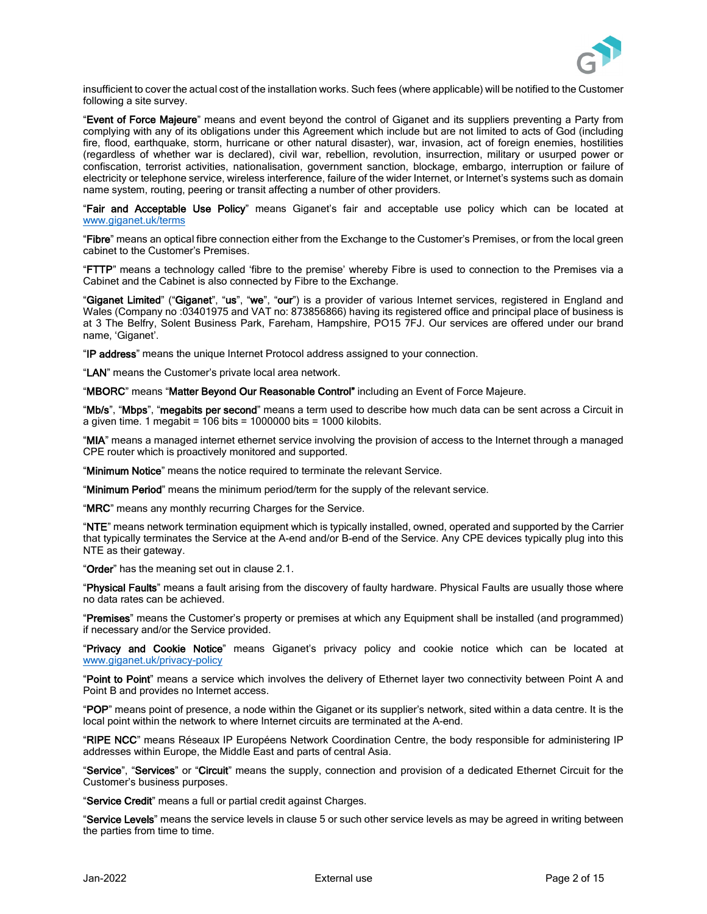insufficient to cover the actual cost of the installation works. Such fees (where applicable) will be notified to the Customer following a site survey.

"**Event of Force Majeure**" means and event beyond the control of Giganet and its suppliers preventing a Party from complying with any of its obligations under this Agreement which include but are not limited to acts of God (including fire, flood, earthquake, storm, hurricane or other natural disaster), war, invasion, act of foreign enemies, hostilities (regardless of whether war is declared), civil war, rebellion, revolution, insurrection, military or usurped power or confiscation, terrorist activities, nationalisation, government sanction, blockage, embargo, interruption or failure of electricity or telephone service, wireless interference, failure of the wider Internet, or Internet's systems such as domain name system, routing, peering or transit affecting a number of other providers.

"**Fair and Acceptable Use Policy**" means Giganet's fair and acceptable use policy which can be located at www.giganet.uk/terms

"**Fibre**" means an optical fibre connection either from the Exchange to the Customer's Premises, or from the local green cabinet to the Customer's Premises.

"**FTTP**" means a technology called 'fibre to the premise' whereby Fibre is used to connection to the Premises via a Cabinet and the Cabinet is also connected by Fibre to the Exchange.

"**Giganet Limited**" ("**Giganet**", "**us**", "**we**", "**our**") is a provider of various Internet services, registered in England and Wales (Company no :03401975 and VAT no: 873856866) having its registered office and principal place of business is at 3 The Belfry, Solent Business Park, Fareham, Hampshire, PO15 7FJ. Our services are offered under our brand name, 'Giganet'.

"**IP address**" means the unique Internet Protocol address assigned to your connection.

"**LAN**" means the Customer's private local area network.

"**MBORC**" means "**Matter Beyond Our Reasonable Control"** including an Event of Force Majeure.

"**Mb/s**", "**Mbps**", "**megabits per second**" means a term used to describe how much data can be sent across a Circuit in a given time. 1 megabit = 106 bits = 1000000 bits = 1000 kilobits.

"**MIA**" means a managed internet ethernet service involving the provision of access to the Internet through a managed CPE router which is proactively monitored and supported.

"**Minimum Notice**" means the notice required to terminate the relevant Service.

"**Minimum Period**" means the minimum period/term for the supply of the relevant service.

"**MRC**" means any monthly recurring Charges for the Service.

"**NTE**" means network termination equipment which is typically installed, owned, operated and supported by the Carrier that typically terminates the Service at the A-end and/or B-end of the Service. Any CPE devices typically plug into this NTE as their gateway.

"**Order**" has the meaning set out in clause 2.1.

"**Physical Faults**" means a fault arising from the discovery of faulty hardware. Physical Faults are usually those where no data rates can be achieved.

"**Premises**" means the Customer's property or premises at which any Equipment shall be installed (and programmed) if necessary and/or the Service provided.

"**Privacy and Cookie Notice**" means Giganet's privacy policy and cookie notice which can be located at www.giganet.uk/privacy-policy

"**Point to Point**" means a service which involves the delivery of Ethernet layer two connectivity between Point A and Point B and provides no Internet access.

"**POP**" means point of presence, a node within the Giganet or its supplier's network, sited within a data centre. It is the local point within the network to where Internet circuits are terminated at the A-end.

"**RIPE NCC**" means Réseaux IP Européens Network Coordination Centre, the body responsible for administering IP addresses within Europe, the Middle East and parts of central Asia.

"**Service**", "**Services**" or "**Circuit**" means the supply, connection and provision of a dedicated Ethernet Circuit for the Customer's business purposes.

"**Service Credit**" means a full or partial credit against Charges.

"**Service Levels**" means the service levels in clause 5 or such other service levels as may be agreed in writing between the parties from time to time.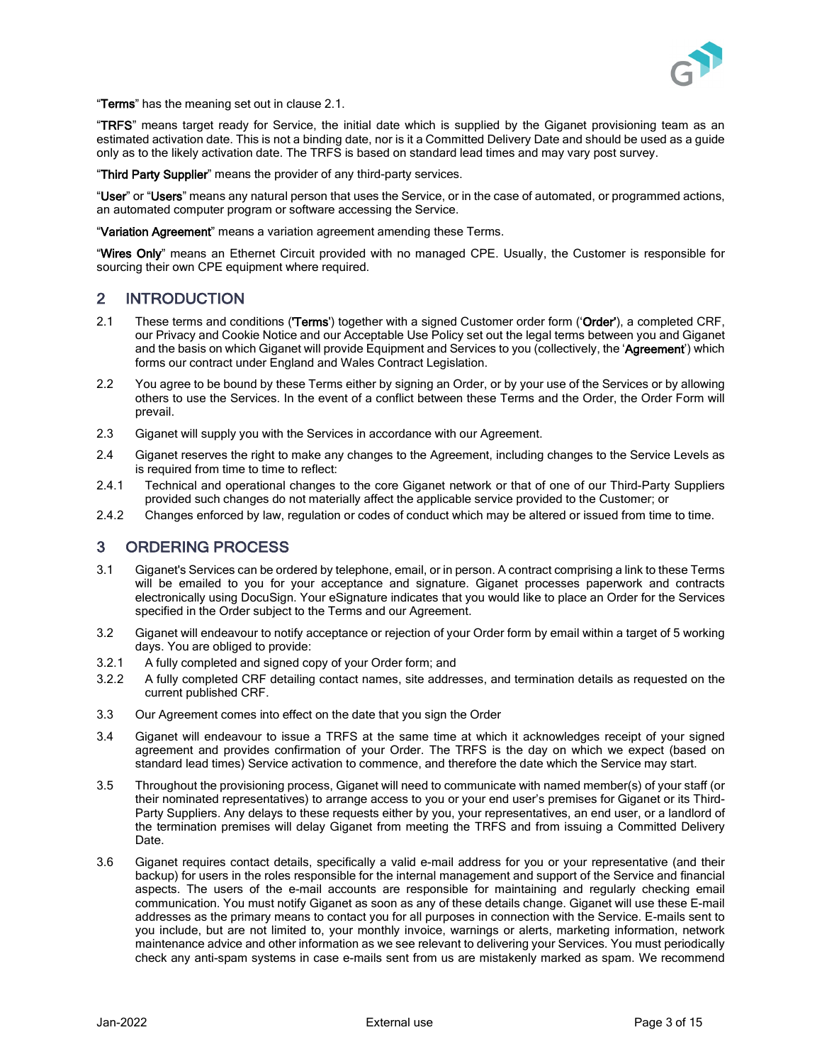"**Terms**" has the meaning set out in clause 2.1.

"**TRFS**" means target ready for Service, the initial date which is supplied by the Giganet provisioning team as an estimated activation date. This is not a binding date, nor is it a Committed Delivery Date and should be used as a guide only as to the likely activation date. The TRFS is based on standard lead times and may vary post survey.

"**Third Party Supplier**" means the provider of any third-party services.

"**User**" or "**Users**" means any natural person that uses the Service, or in the case of automated, or programmed actions, an automated computer program or software accessing the Service.

"**Variation Agreement**" means a variation agreement amending these Terms.

"**Wires Only**" means an Ethernet Circuit provided with no managed CPE. Usually, the Customer is responsible for sourcing their own CPE equipment where required.

## 2 INTRODUCTION

2.1 These terms and conditions ('**Terms**') together with a signed Customer order form ('**Order**'), a completed CRF, our Privacy and Cookie Notice and our Acceptable Use Policy set out the legal terms between you and Giganet and the basis on which Giganet will provide Equipment and Services to you (collectively, the '**Agreement**') which forms our contract under England and Wales Contract Legislation.

2.2 You agree to be bound by these Terms either by signing an Order, or by your use of the Services or by allowing others to use the Services. In the event of a conflict between these Terms and the Order, the Order Form will prevail.

2.3 Giganet will supply you with the Services in accordance with our Agreement.

2.4 Giganet reserves the right to make any changes to the Agreement, including changes to the Service Levels as is required from time to time to reflect:

2.4.1 Technical and operational changes to the core Giganet network or that of one of our Third-Party Suppliers provided such changes do not materially affect the applicable service provided to the Customer; or

2.4.2 Changes enforced by law, regulation or codes of conduct which may be altered or issued from time to time.

## 3 ORDERING PROCESS

3.1 Giganet's Services can be ordered by telephone, email, or in person. A contract comprising a link to these Terms will be emailed to you for your acceptance and signature. Giganet processes paperwork and contracts electronically using DocuSign. Your eSignature indicates that you would like to place an Order for the Services specified in the Order subject to the Terms and our Agreement.

3.2 Giganet will endeavour to notify acceptance or rejection of your Order form by email within a target of 5 working days. You are obliged to provide:

3.2.1 A fully completed and signed copy of your Order form; and

3.2.2 A fully completed CRF detailing contact names, site addresses, and termination details as requested on the current published CRF.

3.3 Our Agreement comes into effect on the date that you sign the Order

3.4 Giganet will endeavour to issue a TRFS at the same time at which it acknowledges receipt of your signed agreement and provides confirmation of your Order. The TRFS is the day on which we expect (based on standard lead times) Service activation to commence, and therefore the date which the Service may start.

3.5 Throughout the provisioning process, Giganet will need to communicate with named member(s) of your staff (or their nominated representatives) to arrange access to you or your end user's premises for Giganet or its Third-Party Suppliers. Any delays to these requests either by you, your representatives, an end user, or a landlord of the termination premises will delay Giganet from meeting the TRFS and from issuing a Committed Delivery Date.

3.6 Giganet requires contact details, specifically a valid e-mail address for you or your representative (and their backup) for users in the roles responsible for the internal management and support of the Service and financial aspects. The users of the e-mail accounts are responsible for maintaining and regularly checking email communication. You must notify Giganet as soon as any of these details change. Giganet will use these E-mail addresses as the primary means to contact you for all purposes in connection with the Service. E-mails sent to you include, but are not limited to, your monthly invoice, warnings or alerts, marketing information, network maintenance advice and other information as we see relevant to delivering your Services. You must periodically check any anti-spam systems in case e-mails sent from us are mistakenly marked as spam. We recommend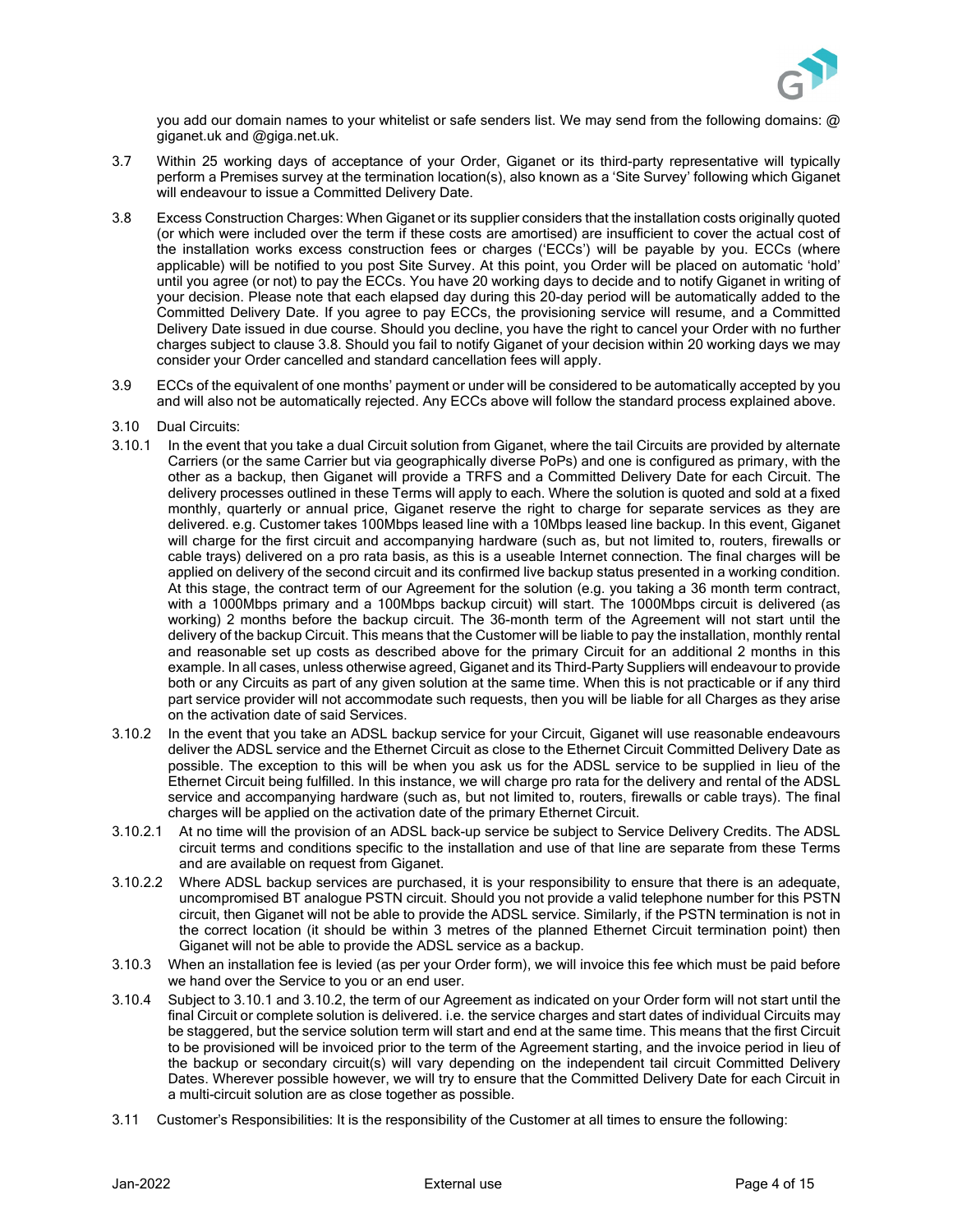you add our domain names to your whitelist or safe senders list. We may send from the following domains: @ giganet.uk and @giga.net.uk.

3.7 Within 25 working days of acceptance of your Order, Giganet or its third-party representative will typically perform a Premises survey at the termination location(s), also known as a 'Site Survey' following which Giganet will endeavour to issue a Committed Delivery Date.

3.8 Excess Construction Charges: When Giganet or its supplier considers that the installation costs originally quoted (or which were included over the term if these costs are amortised) are insufficient to cover the actual cost of the installation works excess construction fees or charges ('ECCs') will be payable by you. ECCs (where applicable) will be notified to you post Site Survey. At this point, you Order will be placed on automatic 'hold' until you agree (or not) to pay the ECCs. You have 20 working days to decide and to notify Giganet in writing of your decision. Please note that each elapsed day during this 20-day period will be automatically added to the Committed Delivery Date. If you agree to pay ECCs, the provisioning service will resume, and a Committed Delivery Date issued in due course. Should you decline, you have the right to cancel your Order with no further charges subject to clause 3.8. Should you fail to notify Giganet of your decision within 20 working days we may consider your Order cancelled and standard cancellation fees will apply.

3.9 ECCs of the equivalent of one months' payment or under will be considered to be automatically accepted by you and will also not be automatically rejected. Any ECCs above will follow the standard process explained above.

3.10 Dual Circuits:

3.10.1 In the event that you take a dual Circuit solution from Giganet, where the tail Circuits are provided by alternate Carriers (or the same Carrier but via geographically diverse PoPs) and one is configured as primary, with the other as a backup, then Giganet will provide a TRFS and a Committed Delivery Date for each Circuit. The delivery processes outlined in these Terms will apply to each. Where the solution is quoted and sold at a fixed monthly, quarterly or annual price, Giganet reserve the right to charge for separate services as they are delivered. e.g. Customer takes 100Mbps leased line with a 10Mbps leased line backup. In this event, Giganet will charge for the first circuit and accompanying hardware (such as, but not limited to, routers, firewalls or cable trays) delivered on a pro rata basis, as this is a useable Internet connection. The final charges will be applied on delivery of the second circuit and its confirmed live backup status presented in a working condition. At this stage, the contract term of our Agreement for the solution (e.g. you taking a 36 month term contract, with a 1000Mbps primary and a 100Mbps backup circuit) will start. The 1000Mbps circuit is delivered (as working) 2 months before the backup circuit. The 36-month term of the Agreement will not start until the delivery of the backup Circuit. This means that the Customer will be liable to pay the installation, monthly rental and reasonable set up costs as described above for the primary Circuit for an additional 2 months in this example. In all cases, unless otherwise agreed, Giganet and its Third-Party Suppliers will endeavour to provide both or any Circuits as part of any given solution at the same time. When this is not practicable or if any third part service provider will not accommodate such requests, then you will be liable for all Charges as they arise on the activation date of said Services.

3.10.2 In the event that you take an ADSL backup service for your Circuit, Giganet will use reasonable endeavours deliver the ADSL service and the Ethernet Circuit as close to the Ethernet Circuit Committed Delivery Date as possible. The exception to this will be when you ask us for the ADSL service to be supplied in lieu of the Ethernet Circuit being fulfilled. In this instance, we will charge pro rata for the delivery and rental of the ADSL service and accompanying hardware (such as, but not limited to, routers, firewalls or cable trays). The final charges will be applied on the activation date of the primary Ethernet Circuit.

3.10.2.1 At no time will the provision of an ADSL back-up service be subject to Service Delivery Credits. The ADSL circuit terms and conditions specific to the installation and use of that line are separate from these Terms and are available on request from Giganet.

3.10.2.2 Where ADSL backup services are purchased, it is your responsibility to ensure that there is an adequate, uncompromised BT analogue PSTN circuit. Should you not provide a valid telephone number for this PSTN circuit, then Giganet will not be able to provide the ADSL service. Similarly, if the PSTN termination is not in the correct location (it should be within 3 metres of the planned Ethernet Circuit termination point) then Giganet will not be able to provide the ADSL service as a backup.

3.10.3 When an installation fee is levied (as per your Order form), we will invoice this fee which must be paid before we hand over the Service to you or an end user.

3.10.4 Subject to 3.10.1 and 3.10.2, the term of our Agreement as indicated on your Order form will not start until the final Circuit or complete solution is delivered. i.e. the service charges and start dates of individual Circuits may be staggered, but the service solution term will start and end at the same time. This means that the first Circuit to be provisioned will be invoiced prior to the term of the Agreement starting, and the invoice period in lieu of the backup or secondary circuit(s) will vary depending on the independent tail circuit Committed Delivery Dates. Wherever possible however, we will try to ensure that the Committed Delivery Date for each Circuit in a multi-circuit solution are as close together as possible.

3.11 Customer's Responsibilities: It is the responsibility of the Customer at all times to ensure the following: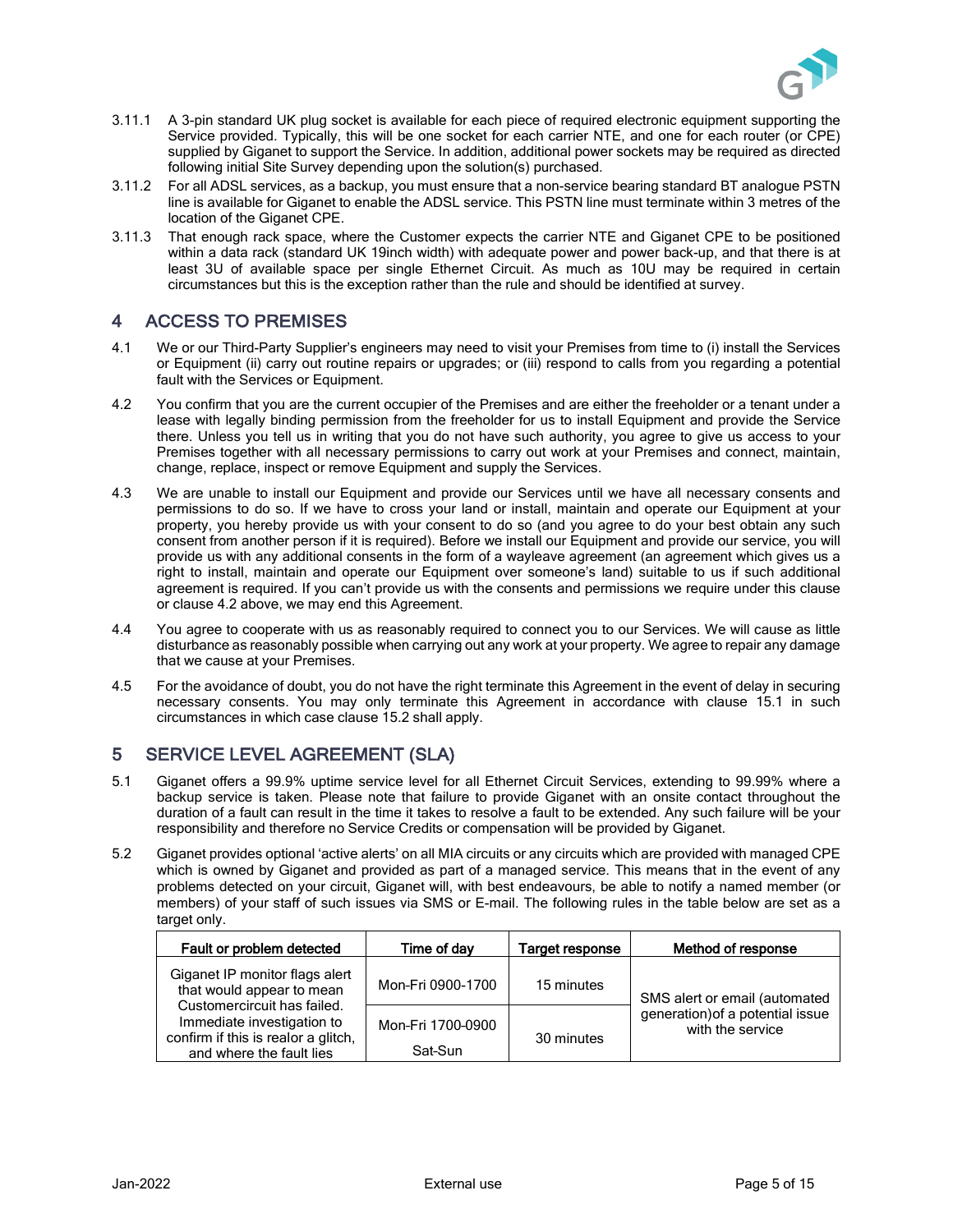3.11.1 A 3-pin standard UK plug socket is available for each piece of required electronic equipment supporting the Service provided. Typically, this will be one socket for each carrier NTE, and one for each router (or CPE) supplied by Giganet to support the Service. In addition, additional power sockets may be required as directed following initial Site Survey depending upon the solution(s) purchased.

3.11.2 For all ADSL services, as a backup, you must ensure that a non-service bearing standard BT analogue PSTN line is available for Giganet to enable the ADSL service. This PSTN line must terminate within 3 metres of the location of the Giganet CPE.

3.11.3 That enough rack space, where the Customer expects the carrier NTE and Giganet CPE to be positioned within a data rack (standard UK 19inch width) with adequate power and power back-up, and that there is at least 3U of available space per single Ethernet Circuit. As much as 10U may be required in certain circumstances but this is the exception rather than the rule and should be identified at survey.

## 4 ACCESS TO PREMISES

4.1 We or our Third-Party Supplier's engineers may need to visit your Premises from time to (i) install the Services or Equipment (ii) carry out routine repairs or upgrades; or (iii) respond to calls from you regarding a potential fault with the Services or Equipment.

4.2 You confirm that you are the current occupier of the Premises and are either the freeholder or a tenant under a lease with legally binding permission from the freeholder for us to install Equipment and provide the Service there. Unless you tell us in writing that you do not have such authority, you agree to give us access to your Premises together with all necessary permissions to carry out work at your Premises and connect, maintain, change, replace, inspect or remove Equipment and supply the Services.

4.3 We are unable to install our Equipment and provide our Services until we have all necessary consents and permissions to do so. If we have to cross your land or install, maintain and operate our Equipment at your property, you hereby provide us with your consent to do so (and you agree to do your best obtain any such consent from another person if it is required). Before we install our Equipment and provide our service, you will provide us with any additional consents in the form of a wayleave agreement (an agreement which gives us a right to install, maintain and operate our Equipment over someone's land) suitable to us if such additional agreement is required. If you can't provide us with the consents and permissions we require under this clause or clause 4.2 above, we may end this Agreement.

4.4 You agree to cooperate with us as reasonably required to connect you to our Services. We will cause as little disturbance as reasonably possible when carrying out any work at your property. We agree to repair any damage that we cause at your Premises.

4.5 For the avoidance of doubt, you do not have the right terminate this Agreement in the event of delay in securing necessary consents. You may only terminate this Agreement in accordance with clause 15.1 in such circumstances in which case clause 15.2 shall apply.

## 5 SERVICE LEVEL AGREEMENT (SLA)

5.1 Giganet offers a 99.9% uptime service level for all Ethernet Circuit Services, extending to 99.99% where a backup service is taken. Please note that failure to provide Giganet with an onsite contact throughout the duration of a fault can result in the time it takes to resolve a fault to be extended. Any such failure will be your responsibility and therefore no Service Credits or compensation will be provided by Giganet.

5.2 Giganet provides optional 'active alerts' on all MIA circuits or any circuits which are provided with managed CPE which is owned by Giganet and provided as part of a managed service. This means that in the event of any problems detected on your circuit, Giganet will, with best endeavours, be able to notify a named member (or members) of your staff of such issues via SMS or E-mail. The following rules in the table below are set as a target only.

| Fault or problem detected | Time of day | Target response | Method of response |
|---|---|---|---|
| Giganet IP monitor flags alert that would appear to mean Customercircuit has failed. Immediate investigation to confirm if this is realor a glitch, and where the fault lies | Mon-Fri 0900-1700 | 15 minutes | SMS alert or email (automated generation)of a potential issue with the service |
| | Mon-Fri 1700-0900<br>Sat-Sun | 30 minutes | |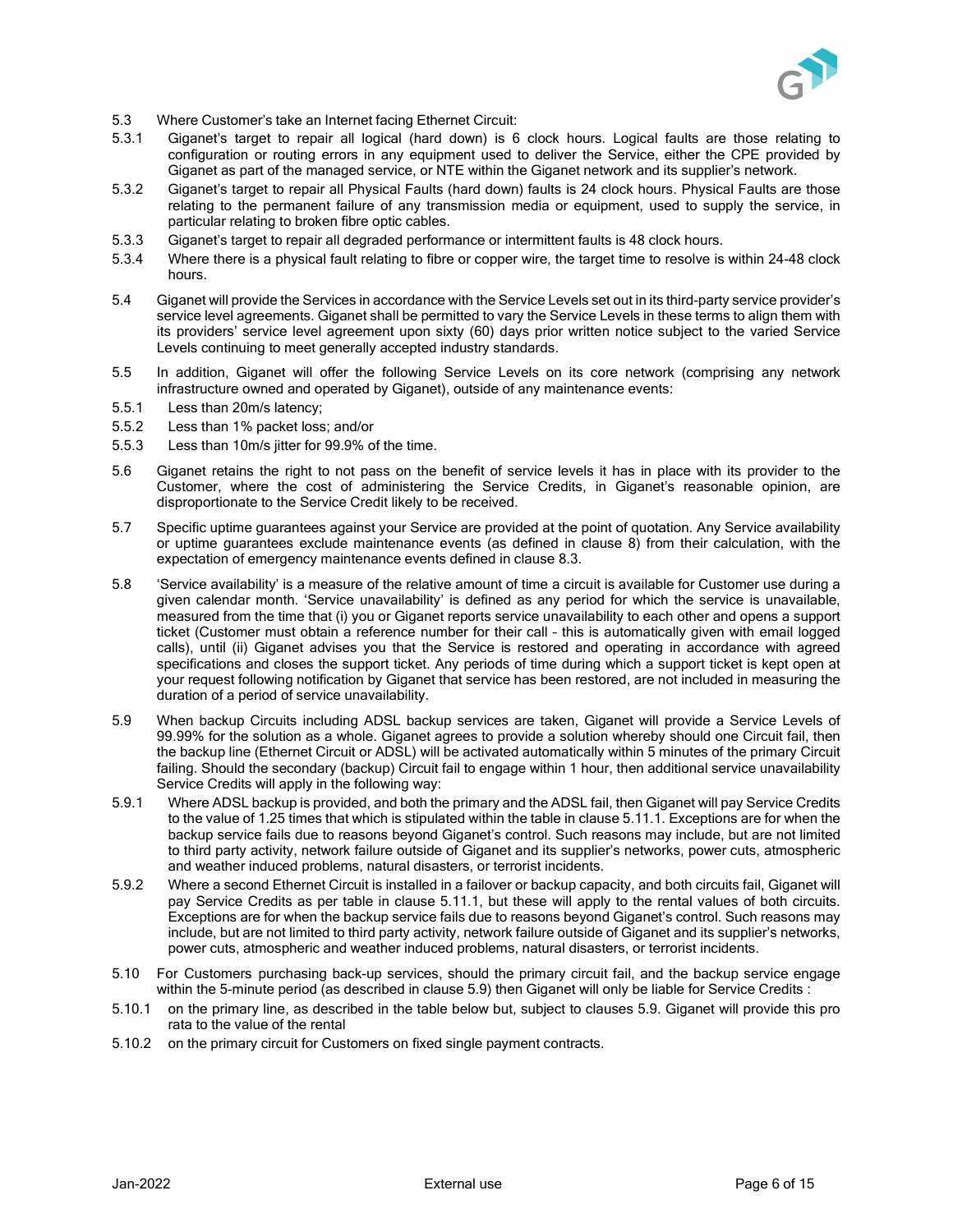5.3 Where Customer's take an Internet facing Ethernet Circuit:

5.3.1 Giganet's target to repair all logical (hard down) is 6 clock hours. Logical faults are those relating to configuration or routing errors in any equipment used to deliver the Service, either the CPE provided by Giganet as part of the managed service, or NTE within the Giganet network and its supplier's network.

5.3.2 Giganet's target to repair all Physical Faults (hard down) faults is 24 clock hours. Physical Faults are those relating to the permanent failure of any transmission media or equipment, used to supply the service, in particular relating to broken fibre optic cables.

5.3.3 Giganet's target to repair all degraded performance or intermittent faults is 48 clock hours.

5.3.4 Where there is a physical fault relating to fibre or copper wire, the target time to resolve is within 24-48 clock hours.

5.4 Giganet will provide the Services in accordance with the Service Levels set out in its third-party service provider's service level agreements. Giganet shall be permitted to vary the Service Levels in these terms to align them with its providers' service level agreement upon sixty (60) days prior written notice subject to the varied Service Levels continuing to meet generally accepted industry standards.

5.5 In addition, Giganet will offer the following Service Levels on its core network (comprising any network infrastructure owned and operated by Giganet), outside of any maintenance events:

5.5.1 Less than 20m/s latency;

5.5.2 Less than 1% packet loss; and/or

5.5.3 Less than 10m/s jitter for 99.9% of the time.

5.6 Giganet retains the right to not pass on the benefit of service levels it has in place with its provider to the Customer, where the cost of administering the Service Credits, in Giganet's reasonable opinion, are disproportionate to the Service Credit likely to be received.

5.7 Specific uptime guarantees against your Service are provided at the point of quotation. Any Service availability or uptime guarantees exclude maintenance events (as defined in clause 8) from their calculation, with the expectation of emergency maintenance events defined in clause 8.3.

5.8 'Service availability' is a measure of the relative amount of time a circuit is available for Customer use during a given calendar month. 'Service unavailability' is defined as any period for which the service is unavailable, measured from the time that (i) you or Giganet reports service unavailability to each other and opens a support ticket (Customer must obtain a reference number for their call – this is automatically given with email logged calls), until (ii) Giganet advises you that the Service is restored and operating in accordance with agreed specifications and closes the support ticket. Any periods of time during which a support ticket is kept open at your request following notification by Giganet that service has been restored, are not included in measuring the duration of a period of service unavailability.

5.9 When backup Circuits including ADSL backup services are taken, Giganet will provide a Service Levels of 99.99% for the solution as a whole. Giganet agrees to provide a solution whereby should one Circuit fail, then the backup line (Ethernet Circuit or ADSL) will be activated automatically within 5 minutes of the primary Circuit failing. Should the secondary (backup) Circuit fail to engage within 1 hour, then additional service unavailability Service Credits will apply in the following way:

5.9.1 Where ADSL backup is provided, and both the primary and the ADSL fail, then Giganet will pay Service Credits to the value of 1.25 times that which is stipulated within the table in clause 5.11.1. Exceptions are for when the backup service fails due to reasons beyond Giganet's control. Such reasons may include, but are not limited to third party activity, network failure outside of Giganet and its supplier's networks, power cuts, atmospheric and weather induced problems, natural disasters, or terrorist incidents.

5.9.2 Where a second Ethernet Circuit is installed in a failover or backup capacity, and both circuits fail, Giganet will pay Service Credits as per table in clause 5.11.1, but these will apply to the rental values of both circuits. Exceptions are for when the backup service fails due to reasons beyond Giganet's control. Such reasons may include, but are not limited to third party activity, network failure outside of Giganet and its supplier's networks, power cuts, atmospheric and weather induced problems, natural disasters, or terrorist incidents.

5.10 For Customers purchasing back-up services, should the primary circuit fail, and the backup service engage within the 5-minute period (as described in clause 5.9) then Giganet will only be liable for Service Credits :

5.10.1 on the primary line, as described in the table below but, subject to clauses 5.9. Giganet will provide this pro rata to the value of the rental

5.10.2 on the primary circuit for Customers on fixed single payment contracts.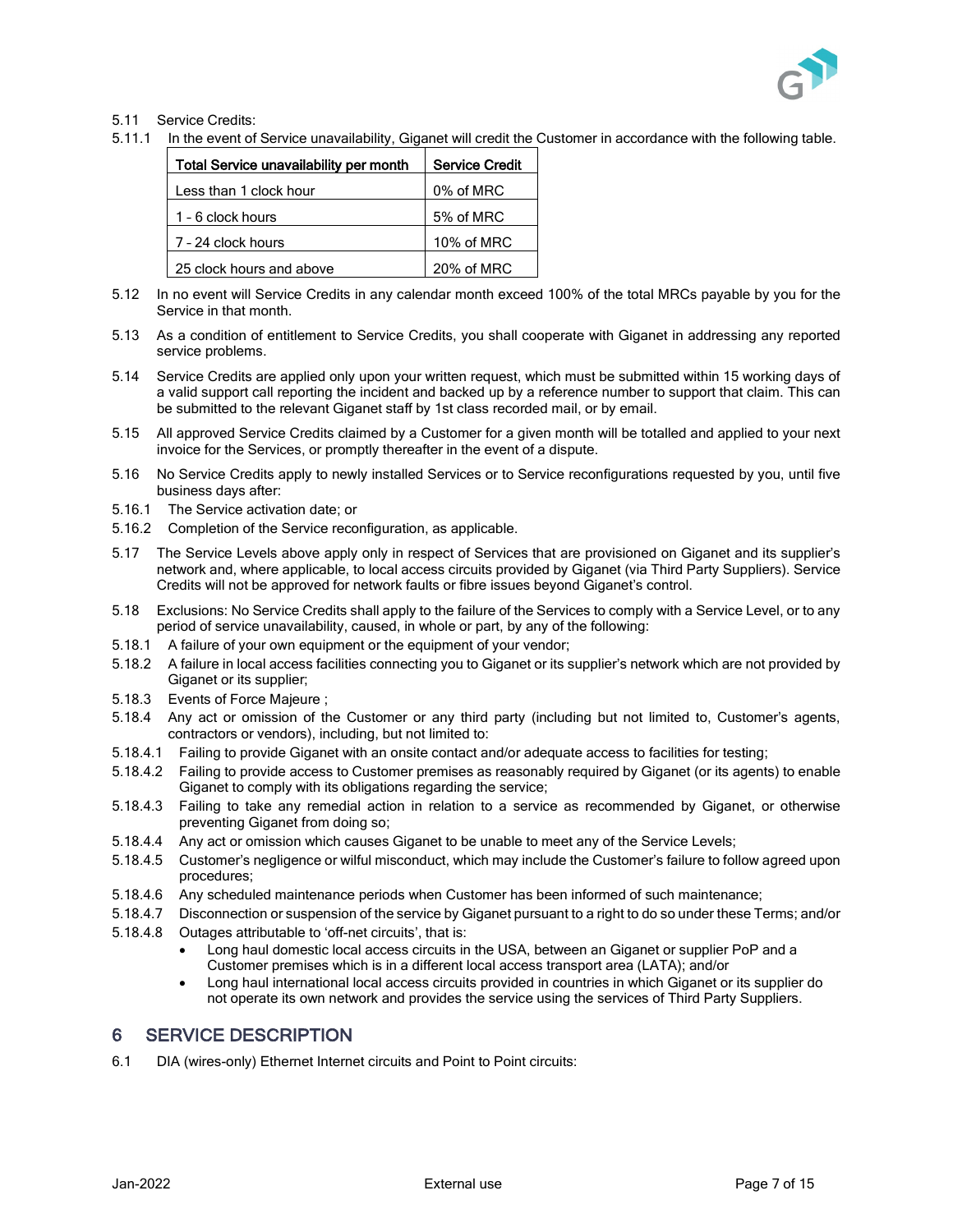5.11 Service Credits:

5.11.1 In the event of Service unavailability, Giganet will credit the Customer in accordance with the following table.

| Total Service unavailability per month | Service Credit |
|---|---|
| Less than 1 clock hour | 0% of MRC |
| 1 - 6 clock hours | 5% of MRC |
| 7 - 24 clock hours | 10% of MRC |
| 25 clock hours and above | 20% of MRC |

5.12 In no event will Service Credits in any calendar month exceed 100% of the total MRCs payable by you for the Service in that month.

5.13 As a condition of entitlement to Service Credits, you shall cooperate with Giganet in addressing any reported service problems.

5.14 Service Credits are applied only upon your written request, which must be submitted within 15 working days of a valid support call reporting the incident and backed up by a reference number to support that claim. This can be submitted to the relevant Giganet staff by 1st class recorded mail, or by email.

5.15 All approved Service Credits claimed by a Customer for a given month will be totalled and applied to your next invoice for the Services, or promptly thereafter in the event of a dispute.

5.16 No Service Credits apply to newly installed Services or to Service reconfigurations requested by you, until five business days after:

5.16.1 The Service activation date; or

5.16.2 Completion of the Service reconfiguration, as applicable.

5.17 The Service Levels above apply only in respect of Services that are provisioned on Giganet and its supplier's network and, where applicable, to local access circuits provided by Giganet (via Third Party Suppliers). Service Credits will not be approved for network faults or fibre issues beyond Giganet's control.

5.18 Exclusions: No Service Credits shall apply to the failure of the Services to comply with a Service Level, or to any period of service unavailability, caused, in whole or part, by any of the following:

5.18.1 A failure of your own equipment or the equipment of your vendor;

5.18.2 A failure in local access facilities connecting you to Giganet or its supplier's network which are not provided by Giganet or its supplier;

5.18.3 Events of Force Majeure ;

5.18.4 Any act or omission of the Customer or any third party (including but not limited to, Customer's agents, contractors or vendors), including, but not limited to:

5.18.4.1 Failing to provide Giganet with an onsite contact and/or adequate access to facilities for testing;

5.18.4.2 Failing to provide access to Customer premises as reasonably required by Giganet (or its agents) to enable Giganet to comply with its obligations regarding the service;

5.18.4.3 Failing to take any remedial action in relation to a service as recommended by Giganet, or otherwise preventing Giganet from doing so;

5.18.4.4 Any act or omission which causes Giganet to be unable to meet any of the Service Levels;

5.18.4.5 Customer's negligence or wilful misconduct, which may include the Customer's failure to follow agreed upon procedures;

5.18.4.6 Any scheduled maintenance periods when Customer has been informed of such maintenance;

5.18.4.7 Disconnection or suspension of the service by Giganet pursuant to a right to do so under these Terms; and/or

5.18.4.8 Outages attributable to 'off-net circuits', that is:

- Long haul domestic local access circuits in the USA, between an Giganet or supplier PoP and a Customer premises which is in a different local access transport area (LATA); and/or
- Long haul international local access circuits provided in countries in which Giganet or its supplier do not operate its own network and provides the service using the services of Third Party Suppliers.

## 6 SERVICE DESCRIPTION

6.1 DIA (wires-only) Ethernet Internet circuits and Point to Point circuits: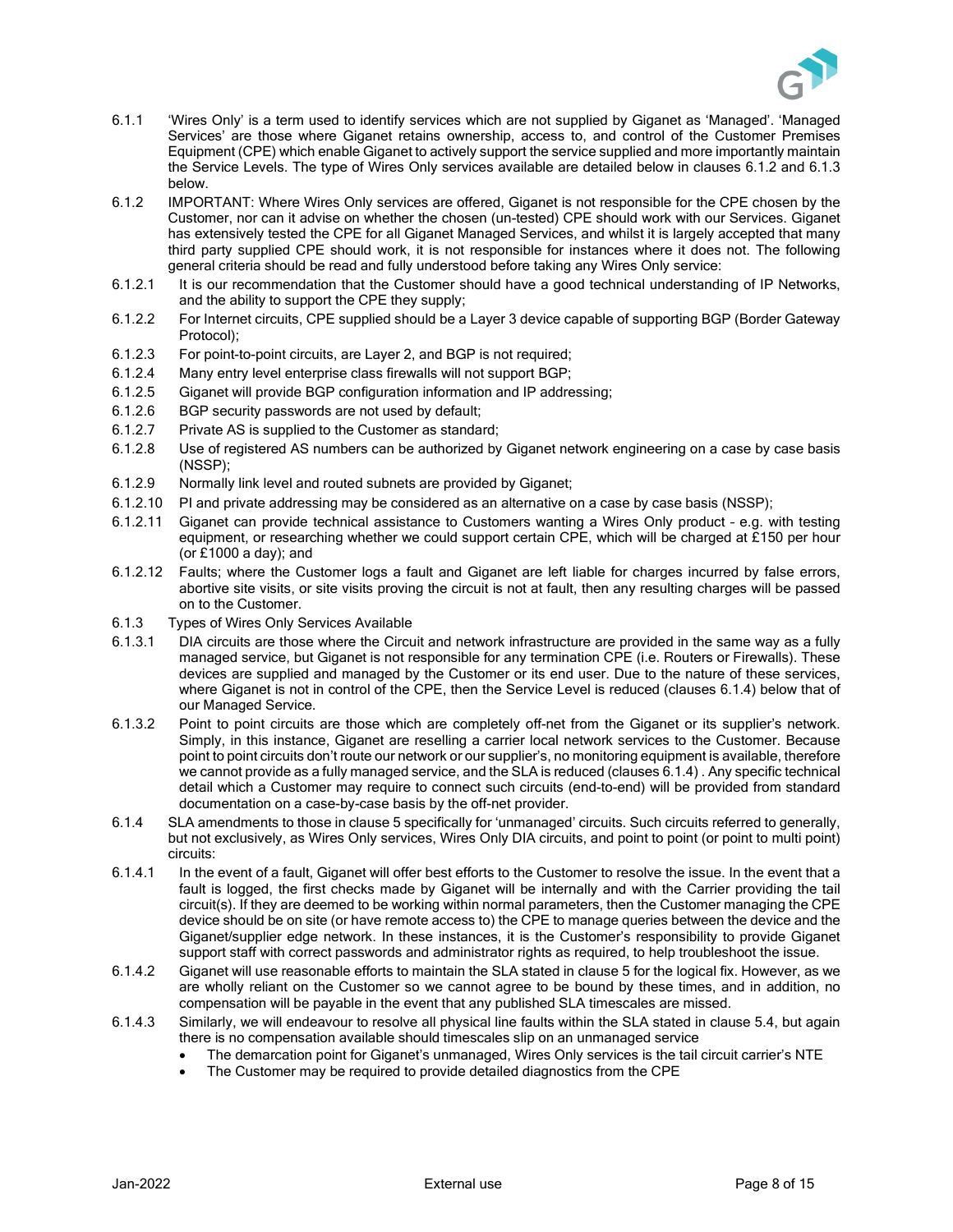6.1.1 'Wires Only' is a term used to identify services which are not supplied by Giganet as 'Managed'. 'Managed Services' are those where Giganet retains ownership, access to, and control of the Customer Premises Equipment (CPE) which enable Giganet to actively support the service supplied and more importantly maintain the Service Levels. The type of Wires Only services available are detailed below in clauses 6.1.2 and 6.1.3 below.

6.1.2 IMPORTANT: Where Wires Only services are offered, Giganet is not responsible for the CPE chosen by the Customer, nor can it advise on whether the chosen (un-tested) CPE should work with our Services. Giganet has extensively tested the CPE for all Giganet Managed Services, and whilst it is largely accepted that many third party supplied CPE should work, it is not responsible for instances where it does not. The following general criteria should be read and fully understood before taking any Wires Only service:

6.1.2.1 It is our recommendation that the Customer should have a good technical understanding of IP Networks, and the ability to support the CPE they supply;

6.1.2.2 For Internet circuits, CPE supplied should be a Layer 3 device capable of supporting BGP (Border Gateway Protocol);

6.1.2.3 For point-to-point circuits, are Layer 2, and BGP is not required;

6.1.2.4 Many entry level enterprise class firewalls will not support BGP;

6.1.2.5 Giganet will provide BGP configuration information and IP addressing;

6.1.2.6 BGP security passwords are not used by default;

6.1.2.7 Private AS is supplied to the Customer as standard;

6.1.2.8 Use of registered AS numbers can be authorized by Giganet network engineering on a case by case basis (NSSP);

6.1.2.9 Normally link level and routed subnets are provided by Giganet;

6.1.2.10 PI and private addressing may be considered as an alternative on a case by case basis (NSSP);

6.1.2.11 Giganet can provide technical assistance to Customers wanting a Wires Only product – e.g. with testing equipment, or researching whether we could support certain CPE, which will be charged at £150 per hour (or £1000 a day); and

6.1.2.12 Faults; where the Customer logs a fault and Giganet are left liable for charges incurred by false errors, abortive site visits, or site visits proving the circuit is not at fault, then any resulting charges will be passed on to the Customer.

6.1.3 Types of Wires Only Services Available

6.1.3.1 DIA circuits are those where the Circuit and network infrastructure are provided in the same way as a fully managed service, but Giganet is not responsible for any termination CPE (i.e. Routers or Firewalls). These devices are supplied and managed by the Customer or its end user. Due to the nature of these services, where Giganet is not in control of the CPE, then the Service Level is reduced (clauses 6.1.4) below that of our Managed Service.

6.1.3.2 Point to point circuits are those which are completely off-net from the Giganet or its supplier's network. Simply, in this instance, Giganet are reselling a carrier local network services to the Customer. Because point to point circuits don't route our network or our supplier's, no monitoring equipment is available, therefore we cannot provide as a fully managed service, and the SLA is reduced (clauses 6.1.4) . Any specific technical detail which a Customer may require to connect such circuits (end-to-end) will be provided from standard documentation on a case-by-case basis by the off-net provider.

6.1.4 SLA amendments to those in clause 5 specifically for 'unmanaged' circuits. Such circuits referred to generally, but not exclusively, as Wires Only services, Wires Only DIA circuits, and point to point (or point to multi point) circuits:

6.1.4.1 In the event of a fault, Giganet will offer best efforts to the Customer to resolve the issue. In the event that a fault is logged, the first checks made by Giganet will be internally and with the Carrier providing the tail circuit(s). If they are deemed to be working within normal parameters, then the Customer managing the CPE device should be on site (or have remote access to) the CPE to manage queries between the device and the Giganet/supplier edge network. In these instances, it is the Customer's responsibility to provide Giganet support staff with correct passwords and administrator rights as required, to help troubleshoot the issue.

6.1.4.2 Giganet will use reasonable efforts to maintain the SLA stated in clause 5 for the logical fix. However, as we are wholly reliant on the Customer so we cannot agree to be bound by these times, and in addition, no compensation will be payable in the event that any published SLA timescales are missed.

6.1.4.3 Similarly, we will endeavour to resolve all physical line faults within the SLA stated in clause 5.4, but again there is no compensation available should timescales slip on an unmanaged service

- The demarcation point for Giganet's unmanaged, Wires Only services is the tail circuit carrier's NTE
- The Customer may be required to provide detailed diagnostics from the CPE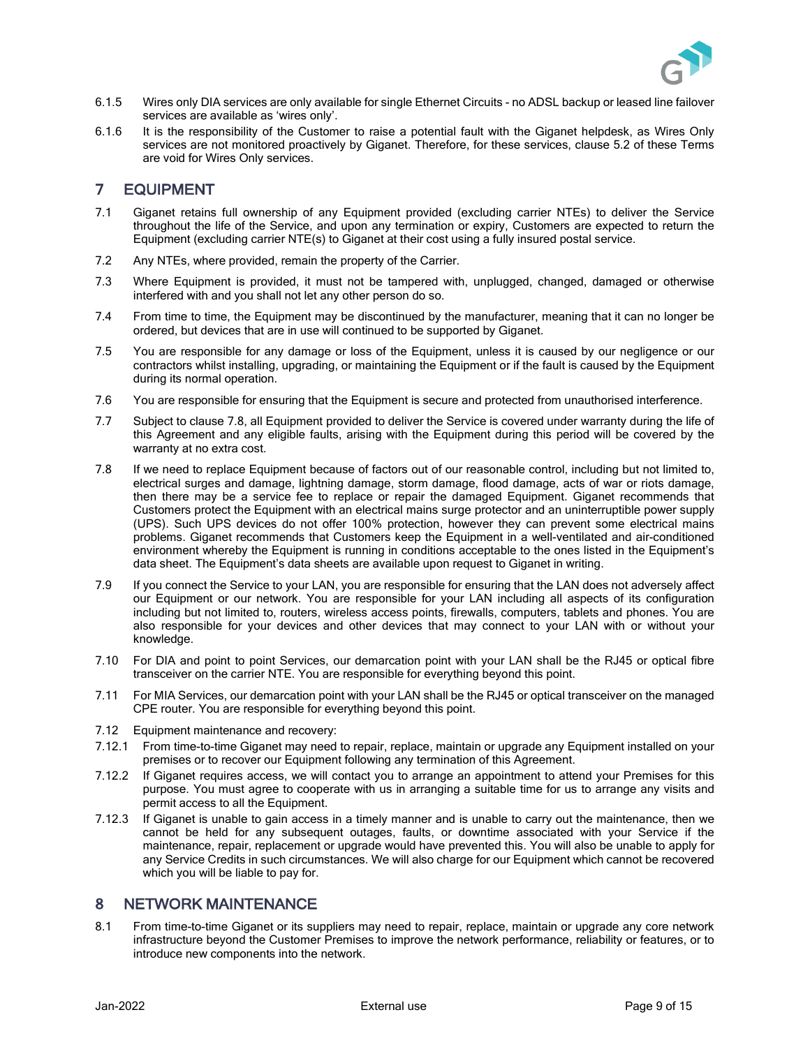6.1.5 Wires only DIA services are only available for single Ethernet Circuits - no ADSL backup or leased line failover services are available as 'wires only'.

6.1.6 It is the responsibility of the Customer to raise a potential fault with the Giganet helpdesk, as Wires Only services are not monitored proactively by Giganet. Therefore, for these services, clause 5.2 of these Terms are void for Wires Only services.

## 7 EQUIPMENT

7.1 Giganet retains full ownership of any Equipment provided (excluding carrier NTEs) to deliver the Service throughout the life of the Service, and upon any termination or expiry, Customers are expected to return the Equipment (excluding carrier NTE(s) to Giganet at their cost using a fully insured postal service.

7.2 Any NTEs, where provided, remain the property of the Carrier.

7.3 Where Equipment is provided, it must not be tampered with, unplugged, changed, damaged or otherwise interfered with and you shall not let any other person do so.

7.4 From time to time, the Equipment may be discontinued by the manufacturer, meaning that it can no longer be ordered, but devices that are in use will continued to be supported by Giganet.

7.5 You are responsible for any damage or loss of the Equipment, unless it is caused by our negligence or our contractors whilst installing, upgrading, or maintaining the Equipment or if the fault is caused by the Equipment during its normal operation.

7.6 You are responsible for ensuring that the Equipment is secure and protected from unauthorised interference.

7.7 Subject to clause 7.8, all Equipment provided to deliver the Service is covered under warranty during the life of this Agreement and any eligible faults, arising with the Equipment during this period will be covered by the warranty at no extra cost.

7.8 If we need to replace Equipment because of factors out of our reasonable control, including but not limited to, electrical surges and damage, lightning damage, storm damage, flood damage, acts of war or riots damage, then there may be a service fee to replace or repair the damaged Equipment. Giganet recommends that Customers protect the Equipment with an electrical mains surge protector and an uninterruptible power supply (UPS). Such UPS devices do not offer 100% protection, however they can prevent some electrical mains problems. Giganet recommends that Customers keep the Equipment in a well-ventilated and air-conditioned environment whereby the Equipment is running in conditions acceptable to the ones listed in the Equipment's data sheet. The Equipment's data sheets are available upon request to Giganet in writing.

7.9 If you connect the Service to your LAN, you are responsible for ensuring that the LAN does not adversely affect our Equipment or our network. You are responsible for your LAN including all aspects of its configuration including but not limited to, routers, wireless access points, firewalls, computers, tablets and phones. You are also responsible for your devices and other devices that may connect to your LAN with or without your knowledge.

7.10 For DIA and point to point Services, our demarcation point with your LAN shall be the RJ45 or optical fibre transceiver on the carrier NTE. You are responsible for everything beyond this point.

7.11 For MIA Services, our demarcation point with your LAN shall be the RJ45 or optical transceiver on the managed CPE router. You are responsible for everything beyond this point.

7.12 Equipment maintenance and recovery:

7.12.1 From time-to-time Giganet may need to repair, replace, maintain or upgrade any Equipment installed on your premises or to recover our Equipment following any termination of this Agreement.

7.12.2 If Giganet requires access, we will contact you to arrange an appointment to attend your Premises for this purpose. You must agree to cooperate with us in arranging a suitable time for us to arrange any visits and permit access to all the Equipment.

7.12.3 If Giganet is unable to gain access in a timely manner and is unable to carry out the maintenance, then we cannot be held for any subsequent outages, faults, or downtime associated with your Service if the maintenance, repair, replacement or upgrade would have prevented this. You will also be unable to apply for any Service Credits in such circumstances. We will also charge for our Equipment which cannot be recovered which you will be liable to pay for.

## 8 NETWORK MAINTENANCE

8.1 From time-to-time Giganet or its suppliers may need to repair, replace, maintain or upgrade any core network infrastructure beyond the Customer Premises to improve the network performance, reliability or features, or to introduce new components into the network.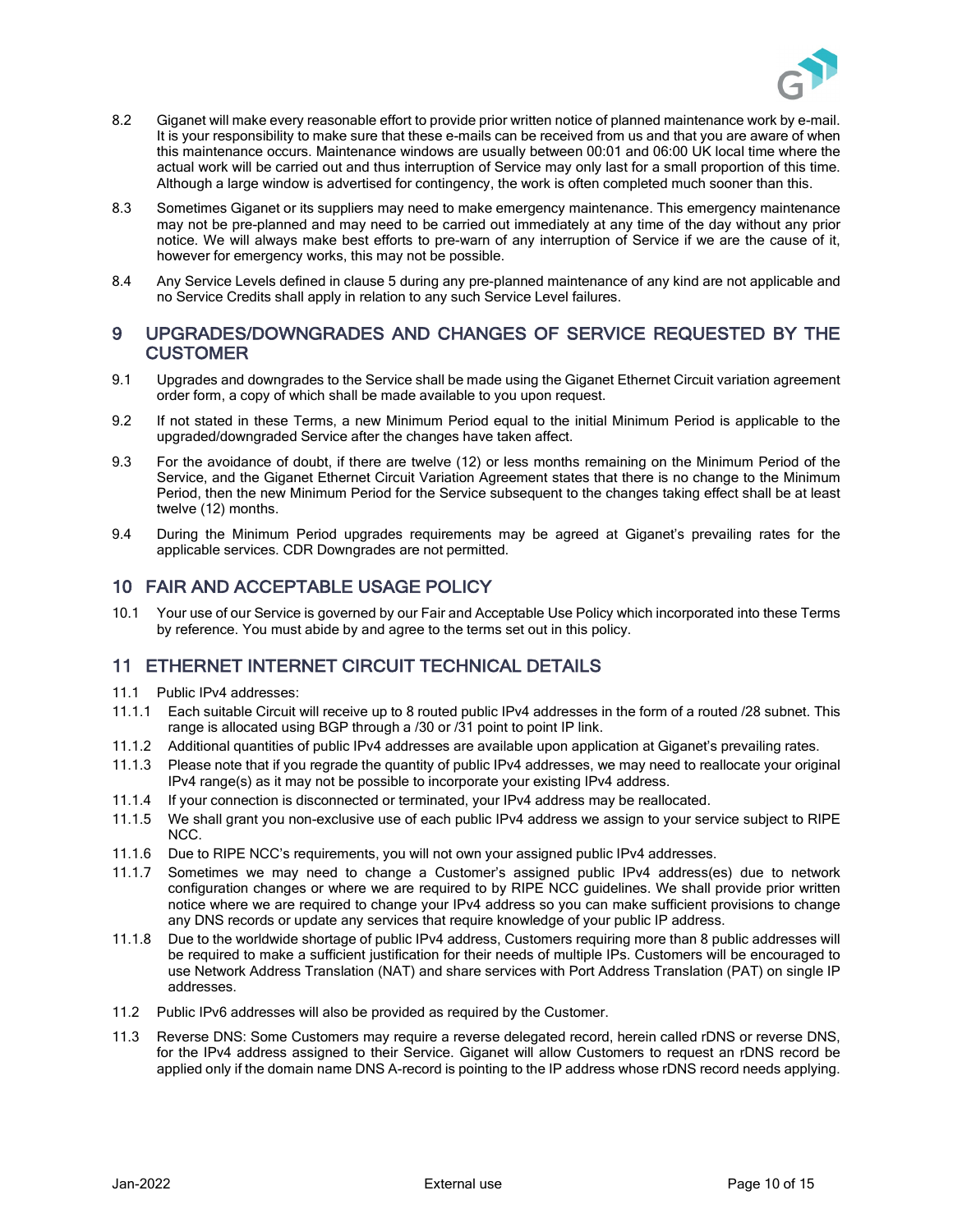8.2 Giganet will make every reasonable effort to provide prior written notice of planned maintenance work by e-mail. It is your responsibility to make sure that these e-mails can be received from us and that you are aware of when this maintenance occurs. Maintenance windows are usually between 00:01 and 06:00 UK local time where the actual work will be carried out and thus interruption of Service may only last for a small proportion of this time. Although a large window is advertised for contingency, the work is often completed much sooner than this.

8.3 Sometimes Giganet or its suppliers may need to make emergency maintenance. This emergency maintenance may not be pre-planned and may need to be carried out immediately at any time of the day without any prior notice. We will always make best efforts to pre-warn of any interruption of Service if we are the cause of it, however for emergency works, this may not be possible.

8.4 Any Service Levels defined in clause 5 during any pre-planned maintenance of any kind are not applicable and no Service Credits shall apply in relation to any such Service Level failures.

## 9 UPGRADES/DOWNGRADES AND CHANGES OF SERVICE REQUESTED BY THE CUSTOMER

9.1 Upgrades and downgrades to the Service shall be made using the Giganet Ethernet Circuit variation agreement order form, a copy of which shall be made available to you upon request.

9.2 If not stated in these Terms, a new Minimum Period equal to the initial Minimum Period is applicable to the upgraded/downgraded Service after the changes have taken affect.

9.3 For the avoidance of doubt, if there are twelve (12) or less months remaining on the Minimum Period of the Service, and the Giganet Ethernet Circuit Variation Agreement states that there is no change to the Minimum Period, then the new Minimum Period for the Service subsequent to the changes taking effect shall be at least twelve (12) months.

9.4 During the Minimum Period upgrades requirements may be agreed at Giganet's prevailing rates for the applicable services. CDR Downgrades are not permitted.

## 10 FAIR AND ACCEPTABLE USAGE POLICY

10.1 Your use of our Service is governed by our Fair and Acceptable Use Policy which incorporated into these Terms by reference. You must abide by and agree to the terms set out in this policy.

## 11 ETHERNET INTERNET CIRCUIT TECHNICAL DETAILS

11.1 Public IPv4 addresses:

11.1.1 Each suitable Circuit will receive up to 8 routed public IPv4 addresses in the form of a routed /28 subnet. This range is allocated using BGP through a /30 or /31 point to point IP link.

11.1.2 Additional quantities of public IPv4 addresses are available upon application at Giganet's prevailing rates.

11.1.3 Please note that if you regrade the quantity of public IPv4 addresses, we may need to reallocate your original IPv4 range(s) as it may not be possible to incorporate your existing IPv4 address.

11.1.4 If your connection is disconnected or terminated, your IPv4 address may be reallocated.

11.1.5 We shall grant you non-exclusive use of each public IPv4 address we assign to your service subject to RIPE NCC.

11.1.6 Due to RIPE NCC's requirements, you will not own your assigned public IPv4 addresses.

11.1.7 Sometimes we may need to change a Customer's assigned public IPv4 address(es) due to network configuration changes or where we are required to by RIPE NCC guidelines. We shall provide prior written notice where we are required to change your IPv4 address so you can make sufficient provisions to change any DNS records or update any services that require knowledge of your public IP address.

11.1.8 Due to the worldwide shortage of public IPv4 address, Customers requiring more than 8 public addresses will be required to make a sufficient justification for their needs of multiple IPs. Customers will be encouraged to use Network Address Translation (NAT) and share services with Port Address Translation (PAT) on single IP addresses.

11.2 Public IPv6 addresses will also be provided as required by the Customer.

11.3 Reverse DNS: Some Customers may require a reverse delegated record, herein called rDNS or reverse DNS, for the IPv4 address assigned to their Service. Giganet will allow Customers to request an rDNS record be applied only if the domain name DNS A-record is pointing to the IP address whose rDNS record needs applying.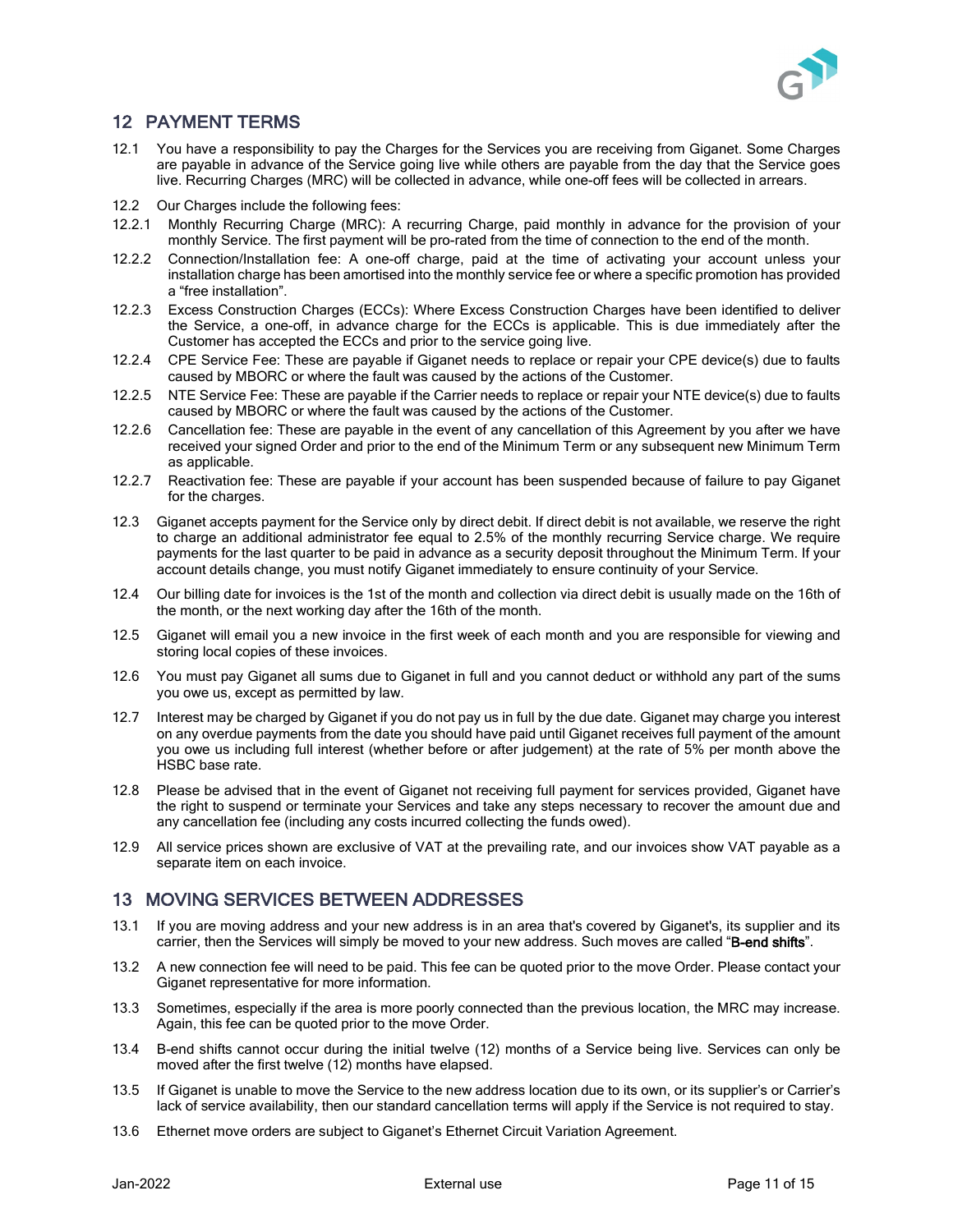## 12 PAYMENT TERMS

12.1 You have a responsibility to pay the Charges for the Services you are receiving from Giganet. Some Charges are payable in advance of the Service going live while others are payable from the day that the Service goes live. Recurring Charges (MRC) will be collected in advance, while one-off fees will be collected in arrears.

12.2 Our Charges include the following fees:

12.2.1 Monthly Recurring Charge (MRC): A recurring Charge, paid monthly in advance for the provision of your monthly Service. The first payment will be pro-rated from the time of connection to the end of the month.

12.2.2 Connection/Installation fee: A one-off charge, paid at the time of activating your account unless your installation charge has been amortised into the monthly service fee or where a specific promotion has provided a "free installation".

12.2.3 Excess Construction Charges (ECCs): Where Excess Construction Charges have been identified to deliver the Service, a one-off, in advance charge for the ECCs is applicable. This is due immediately after the Customer has accepted the ECCs and prior to the service going live.

12.2.4 CPE Service Fee: These are payable if Giganet needs to replace or repair your CPE device(s) due to faults caused by MBORC or where the fault was caused by the actions of the Customer.

12.2.5 NTE Service Fee: These are payable if the Carrier needs to replace or repair your NTE device(s) due to faults caused by MBORC or where the fault was caused by the actions of the Customer.

12.2.6 Cancellation fee: These are payable in the event of any cancellation of this Agreement by you after we have received your signed Order and prior to the end of the Minimum Term or any subsequent new Minimum Term as applicable.

12.2.7 Reactivation fee: These are payable if your account has been suspended because of failure to pay Giganet for the charges.

12.3 Giganet accepts payment for the Service only by direct debit. If direct debit is not available, we reserve the right to charge an additional administrator fee equal to 2.5% of the monthly recurring Service charge. We require payments for the last quarter to be paid in advance as a security deposit throughout the Minimum Term. If your account details change, you must notify Giganet immediately to ensure continuity of your Service.

12.4 Our billing date for invoices is the 1st of the month and collection via direct debit is usually made on the 16th of the month, or the next working day after the 16th of the month.

12.5 Giganet will email you a new invoice in the first week of each month and you are responsible for viewing and storing local copies of these invoices.

12.6 You must pay Giganet all sums due to Giganet in full and you cannot deduct or withhold any part of the sums you owe us, except as permitted by law.

12.7 Interest may be charged by Giganet if you do not pay us in full by the due date. Giganet may charge you interest on any overdue payments from the date you should have paid until Giganet receives full payment of the amount you owe us including full interest (whether before or after judgement) at the rate of 5% per month above the HSBC base rate.

12.8 Please be advised that in the event of Giganet not receiving full payment for services provided, Giganet have the right to suspend or terminate your Services and take any steps necessary to recover the amount due and any cancellation fee (including any costs incurred collecting the funds owed).

12.9 All service prices shown are exclusive of VAT at the prevailing rate, and our invoices show VAT payable as a separate item on each invoice.

## 13 MOVING SERVICES BETWEEN ADDRESSES

13.1 If you are moving address and your new address is in an area that's covered by Giganet's, its supplier and its carrier, then the Services will simply be moved to your new address. Such moves are called "**B-end shifts**".

13.2 A new connection fee will need to be paid. This fee can be quoted prior to the move Order. Please contact your Giganet representative for more information.

13.3 Sometimes, especially if the area is more poorly connected than the previous location, the MRC may increase. Again, this fee can be quoted prior to the move Order.

13.4 B-end shifts cannot occur during the initial twelve (12) months of a Service being live. Services can only be moved after the first twelve (12) months have elapsed.

13.5 If Giganet is unable to move the Service to the new address location due to its own, or its supplier's or Carrier's lack of service availability, then our standard cancellation terms will apply if the Service is not required to stay.

13.6 Ethernet move orders are subject to Giganet's Ethernet Circuit Variation Agreement.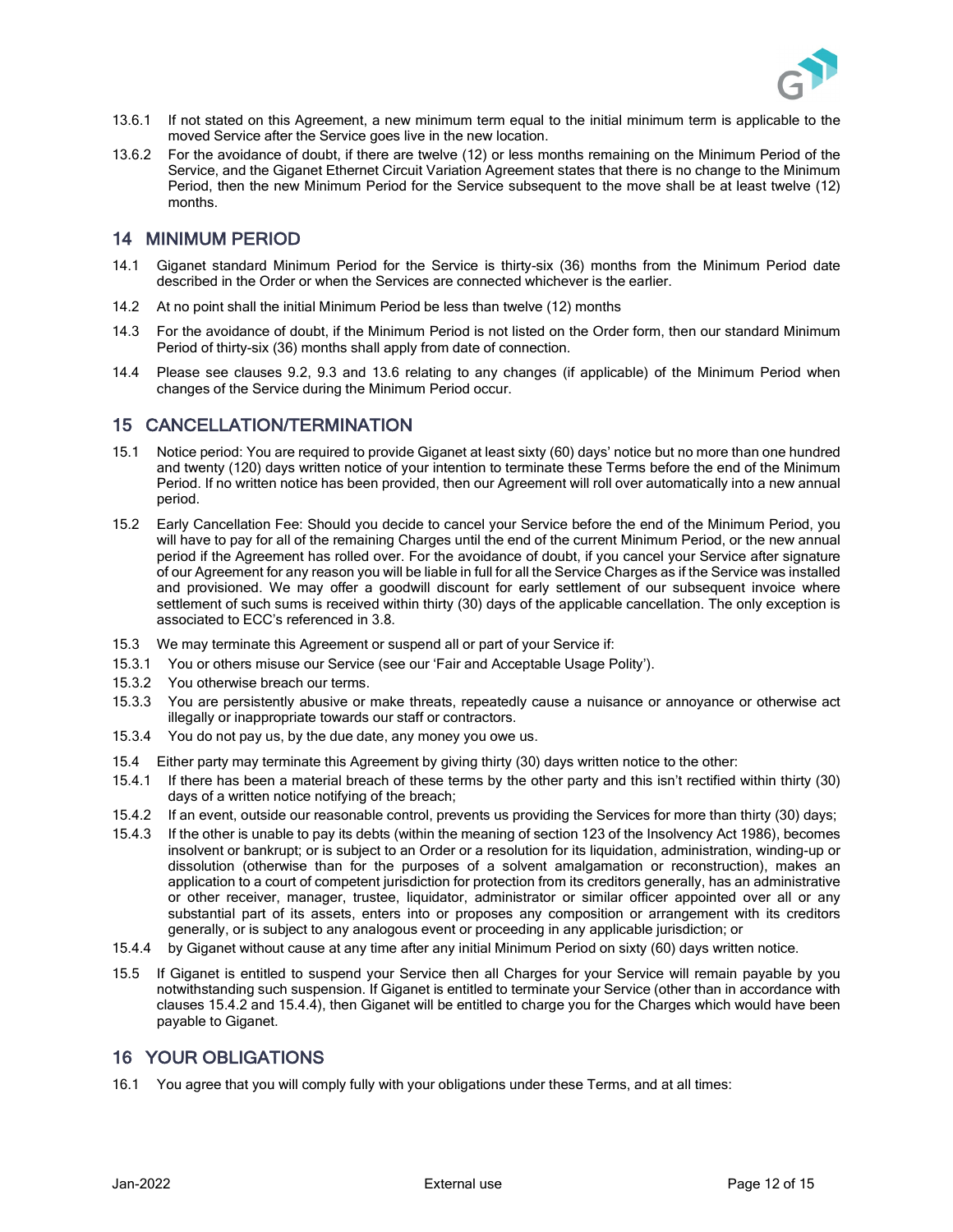13.6.1 If not stated on this Agreement, a new minimum term equal to the initial minimum term is applicable to the moved Service after the Service goes live in the new location.

13.6.2 For the avoidance of doubt, if there are twelve (12) or less months remaining on the Minimum Period of the Service, and the Giganet Ethernet Circuit Variation Agreement states that there is no change to the Minimum Period, then the new Minimum Period for the Service subsequent to the move shall be at least twelve (12) months.

## 14 MINIMUM PERIOD

14.1 Giganet standard Minimum Period for the Service is thirty-six (36) months from the Minimum Period date described in the Order or when the Services are connected whichever is the earlier.

14.2 At no point shall the initial Minimum Period be less than twelve (12) months

14.3 For the avoidance of doubt, if the Minimum Period is not listed on the Order form, then our standard Minimum Period of thirty-six (36) months shall apply from date of connection.

14.4 Please see clauses 9.2, 9.3 and 13.6 relating to any changes (if applicable) of the Minimum Period when changes of the Service during the Minimum Period occur.

## 15 CANCELLATION/TERMINATION

15.1 Notice period: You are required to provide Giganet at least sixty (60) days' notice but no more than one hundred and twenty (120) days written notice of your intention to terminate these Terms before the end of the Minimum Period. If no written notice has been provided, then our Agreement will roll over automatically into a new annual period.

15.2 Early Cancellation Fee: Should you decide to cancel your Service before the end of the Minimum Period, you will have to pay for all of the remaining Charges until the end of the current Minimum Period, or the new annual period if the Agreement has rolled over. For the avoidance of doubt, if you cancel your Service after signature of our Agreement for any reason you will be liable in full for all the Service Charges as if the Service was installed and provisioned. We may offer a goodwill discount for early settlement of our subsequent invoice where settlement of such sums is received within thirty (30) days of the applicable cancellation. The only exception is associated to ECC's referenced in 3.8.

15.3 We may terminate this Agreement or suspend all or part of your Service if:

15.3.1 You or others misuse our Service (see our 'Fair and Acceptable Usage Polity').

15.3.2 You otherwise breach our terms.

15.3.3 You are persistently abusive or make threats, repeatedly cause a nuisance or annoyance or otherwise act illegally or inappropriate towards our staff or contractors.

15.3.4 You do not pay us, by the due date, any money you owe us.

15.4 Either party may terminate this Agreement by giving thirty (30) days written notice to the other:

15.4.1 If there has been a material breach of these terms by the other party and this isn't rectified within thirty (30) days of a written notice notifying of the breach;

15.4.2 If an event, outside our reasonable control, prevents us providing the Services for more than thirty (30) days;

15.4.3 If the other is unable to pay its debts (within the meaning of section 123 of the Insolvency Act 1986), becomes insolvent or bankrupt; or is subject to an Order or a resolution for its liquidation, administration, winding-up or dissolution (otherwise than for the purposes of a solvent amalgamation or reconstruction), makes an application to a court of competent jurisdiction for protection from its creditors generally, has an administrative or other receiver, manager, trustee, liquidator, administrator or similar officer appointed over all or any substantial part of its assets, enters into or proposes any composition or arrangement with its creditors generally, or is subject to any analogous event or proceeding in any applicable jurisdiction; or

15.4.4 by Giganet without cause at any time after any initial Minimum Period on sixty (60) days written notice.

15.5 If Giganet is entitled to suspend your Service then all Charges for your Service will remain payable by you notwithstanding such suspension. If Giganet is entitled to terminate your Service (other than in accordance with clauses 15.4.2 and 15.4.4), then Giganet will be entitled to charge you for the Charges which would have been payable to Giganet.

## 16 YOUR OBLIGATIONS

16.1 You agree that you will comply fully with your obligations under these Terms, and at all times: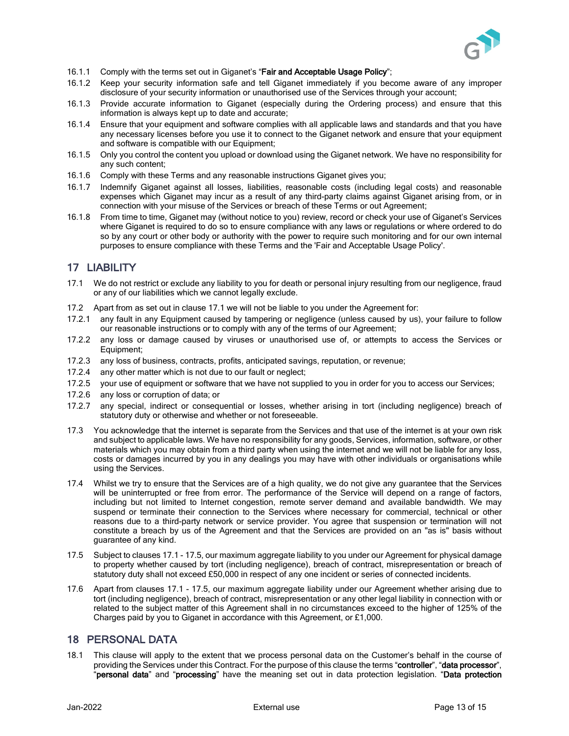16.1.1 Comply with the terms set out in Giganet's "**Fair and Acceptable Usage Policy**";

16.1.2 Keep your security information safe and tell Giganet immediately if you become aware of any improper disclosure of your security information or unauthorised use of the Services through your account;

16.1.3 Provide accurate information to Giganet (especially during the Ordering process) and ensure that this information is always kept up to date and accurate;

16.1.4 Ensure that your equipment and software complies with all applicable laws and standards and that you have any necessary licenses before you use it to connect to the Giganet network and ensure that your equipment and software is compatible with our Equipment;

16.1.5 Only you control the content you upload or download using the Giganet network. We have no responsibility for any such content;

16.1.6 Comply with these Terms and any reasonable instructions Giganet gives you;

16.1.7 Indemnify Giganet against all losses, liabilities, reasonable costs (including legal costs) and reasonable expenses which Giganet may incur as a result of any third-party claims against Giganet arising from, or in connection with your misuse of the Services or breach of these Terms or out Agreement;

16.1.8 From time to time, Giganet may (without notice to you) review, record or check your use of Giganet's Services where Giganet is required to do so to ensure compliance with any laws or regulations or where ordered to do so by any court or other body or authority with the power to require such monitoring and for our own internal purposes to ensure compliance with these Terms and the 'Fair and Acceptable Usage Policy'.

## 17 LIABILITY

17.1 We do not restrict or exclude any liability to you for death or personal injury resulting from our negligence, fraud or any of our liabilities which we cannot legally exclude.

17.2 Apart from as set out in clause 17.1 we will not be liable to you under the Agreement for:

17.2.1 any fault in any Equipment caused by tampering or negligence (unless caused by us), your failure to follow our reasonable instructions or to comply with any of the terms of our Agreement;

17.2.2 any loss or damage caused by viruses or unauthorised use of, or attempts to access the Services or Equipment;

17.2.3 any loss of business, contracts, profits, anticipated savings, reputation, or revenue;

17.2.4 any other matter which is not due to our fault or neglect;

17.2.5 your use of equipment or software that we have not supplied to you in order for you to access our Services;

17.2.6 any loss or corruption of data; or

17.2.7 any special, indirect or consequential or losses, whether arising in tort (including negligence) breach of statutory duty or otherwise and whether or not foreseeable.

17.3 You acknowledge that the internet is separate from the Services and that use of the internet is at your own risk and subject to applicable laws. We have no responsibility for any goods, Services, information, software, or other materials which you may obtain from a third party when using the internet and we will not be liable for any loss, costs or damages incurred by you in any dealings you may have with other individuals or organisations while using the Services.

17.4 Whilst we try to ensure that the Services are of a high quality, we do not give any guarantee that the Services will be uninterrupted or free from error. The performance of the Service will depend on a range of factors, including but not limited to Internet congestion, remote server demand and available bandwidth. We may suspend or terminate their connection to the Services where necessary for commercial, technical or other reasons due to a third-party network or service provider. You agree that suspension or termination will not constitute a breach by us of the Agreement and that the Services are provided on an "as is" basis without guarantee of any kind.

17.5 Subject to clauses 17.1 - 17.5, our maximum aggregate liability to you under our Agreement for physical damage to property whether caused by tort (including negligence), breach of contract, misrepresentation or breach of statutory duty shall not exceed £50,000 in respect of any one incident or series of connected incidents.

17.6 Apart from clauses 17.1 - 17.5, our maximum aggregate liability under our Agreement whether arising due to tort (including negligence), breach of contract, misrepresentation or any other legal liability in connection with or related to the subject matter of this Agreement shall in no circumstances exceed to the higher of 125% of the Charges paid by you to Giganet in accordance with this Agreement, or £1,000.

## 18 PERSONAL DATA

18.1 This clause will apply to the extent that we process personal data on the Customer's behalf in the course of providing the Services under this Contract. For the purpose of this clause the terms "**controller**", "**data processor**", "**personal data**" and "**processing**" have the meaning set out in data protection legislation. "**Data protection**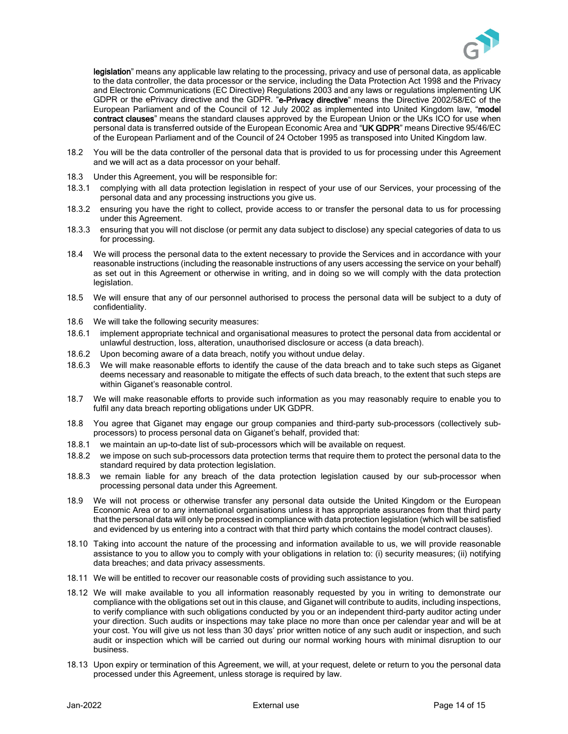**legislation**" means any applicable law relating to the processing, privacy and use of personal data, as applicable to the data controller, the data processor or the service, including the Data Protection Act 1998 and the Privacy and Electronic Communications (EC Directive) Regulations 2003 and any laws or regulations implementing UK GDPR or the ePrivacy directive and the GDPR. "**e-Privacy directive**" means the Directive 2002/58/EC of the European Parliament and of the Council of 12 July 2002 as implemented into United Kingdom law, "**model contract clauses**" means the standard clauses approved by the European Union or the UKs ICO for use when personal data is transferred outside of the European Economic Area and "**UK GDPR**" means Directive 95/46/EC of the European Parliament and of the Council of 24 October 1995 as transposed into United Kingdom law.

18.2 You will be the data controller of the personal data that is provided to us for processing under this Agreement and we will act as a data processor on your behalf.

18.3 Under this Agreement, you will be responsible for:

18.3.1 complying with all data protection legislation in respect of your use of our Services, your processing of the personal data and any processing instructions you give us.

18.3.2 ensuring you have the right to collect, provide access to or transfer the personal data to us for processing under this Agreement.

18.3.3 ensuring that you will not disclose (or permit any data subject to disclose) any special categories of data to us for processing.

18.4 We will process the personal data to the extent necessary to provide the Services and in accordance with your reasonable instructions (including the reasonable instructions of any users accessing the service on your behalf) as set out in this Agreement or otherwise in writing, and in doing so we will comply with the data protection legislation.

18.5 We will ensure that any of our personnel authorised to process the personal data will be subject to a duty of confidentiality.

18.6 We will take the following security measures:

18.6.1 implement appropriate technical and organisational measures to protect the personal data from accidental or unlawful destruction, loss, alteration, unauthorised disclosure or access (a data breach).

18.6.2 Upon becoming aware of a data breach, notify you without undue delay.

18.6.3 We will make reasonable efforts to identify the cause of the data breach and to take such steps as Giganet deems necessary and reasonable to mitigate the effects of such data breach, to the extent that such steps are within Giganet's reasonable control.

18.7 We will make reasonable efforts to provide such information as you may reasonably require to enable you to fulfil any data breach reporting obligations under UK GDPR.

18.8 You agree that Giganet may engage our group companies and third-party sub-processors (collectively sub-processors) to process personal data on Giganet's behalf, provided that:

18.8.1 we maintain an up-to-date list of sub-processors which will be available on request.

18.8.2 we impose on such sub-processors data protection terms that require them to protect the personal data to the standard required by data protection legislation.

18.8.3 we remain liable for any breach of the data protection legislation caused by our sub-processor when processing personal data under this Agreement.

18.9 We will not process or otherwise transfer any personal data outside the United Kingdom or the European Economic Area or to any international organisations unless it has appropriate assurances from that third party that the personal data will only be processed in compliance with data protection legislation (which will be satisfied and evidenced by us entering into a contract with that third party which contains the model contract clauses).

18.10 Taking into account the nature of the processing and information available to us, we will provide reasonable assistance to you to allow you to comply with your obligations in relation to: (i) security measures; (ii) notifying data breaches; and data privacy assessments.

18.11 We will be entitled to recover our reasonable costs of providing such assistance to you.

18.12 We will make available to you all information reasonably requested by you in writing to demonstrate our compliance with the obligations set out in this clause, and Giganet will contribute to audits, including inspections, to verify compliance with such obligations conducted by you or an independent third-party auditor acting under your direction. Such audits or inspections may take place no more than once per calendar year and will be at your cost. You will give us not less than 30 days' prior written notice of any such audit or inspection, and such audit or inspection which will be carried out during our normal working hours with minimal disruption to our business.

18.13 Upon expiry or termination of this Agreement, we will, at your request, delete or return to you the personal data processed under this Agreement, unless storage is required by law.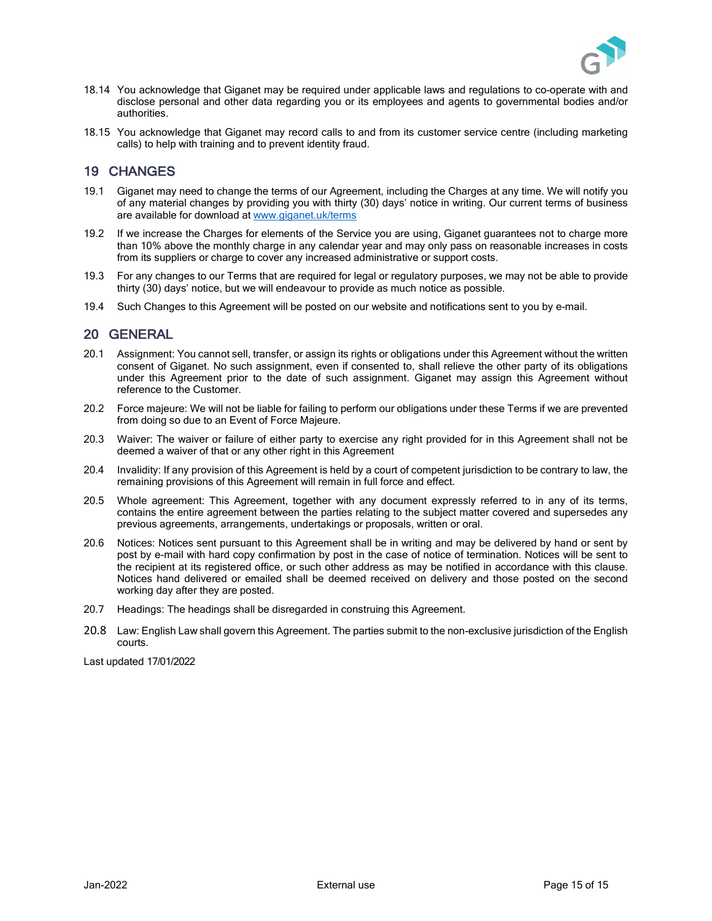18.14 You acknowledge that Giganet may be required under applicable laws and regulations to co-operate with and disclose personal and other data regarding you or its employees and agents to governmental bodies and/or authorities.

18.15 You acknowledge that Giganet may record calls to and from its customer service centre (including marketing calls) to help with training and to prevent identity fraud.

## 19 CHANGES

19.1 Giganet may need to change the terms of our Agreement, including the Charges at any time. We will notify you of any material changes by providing you with thirty (30) days' notice in writing. Our current terms of business are available for download at www.giganet.uk/terms

19.2 If we increase the Charges for elements of the Service you are using, Giganet guarantees not to charge more than 10% above the monthly charge in any calendar year and may only pass on reasonable increases in costs from its suppliers or charge to cover any increased administrative or support costs.

19.3 For any changes to our Terms that are required for legal or regulatory purposes, we may not be able to provide thirty (30) days' notice, but we will endeavour to provide as much notice as possible.

19.4 Such Changes to this Agreement will be posted on our website and notifications sent to you by e-mail.

## 20 GENERAL

20.1 Assignment: You cannot sell, transfer, or assign its rights or obligations under this Agreement without the written consent of Giganet. No such assignment, even if consented to, shall relieve the other party of its obligations under this Agreement prior to the date of such assignment. Giganet may assign this Agreement without reference to the Customer.

20.2 Force majeure: We will not be liable for failing to perform our obligations under these Terms if we are prevented from doing so due to an Event of Force Majeure.

20.3 Waiver: The waiver or failure of either party to exercise any right provided for in this Agreement shall not be deemed a waiver of that or any other right in this Agreement

20.4 Invalidity: If any provision of this Agreement is held by a court of competent jurisdiction to be contrary to law, the remaining provisions of this Agreement will remain in full force and effect.

20.5 Whole agreement: This Agreement, together with any document expressly referred to in any of its terms, contains the entire agreement between the parties relating to the subject matter covered and supersedes any previous agreements, arrangements, undertakings or proposals, written or oral.

20.6 Notices: Notices sent pursuant to this Agreement shall be in writing and may be delivered by hand or sent by post by e-mail with hard copy confirmation by post in the case of notice of termination. Notices will be sent to the recipient at its registered office, or such other address as may be notified in accordance with this clause. Notices hand delivered or emailed shall be deemed received on delivery and those posted on the second working day after they are posted.

20.7 Headings: The headings shall be disregarded in construing this Agreement.

20.8 Law: English Law shall govern this Agreement. The parties submit to the non-exclusive jurisdiction of the English courts.

Last updated 17/01/2022